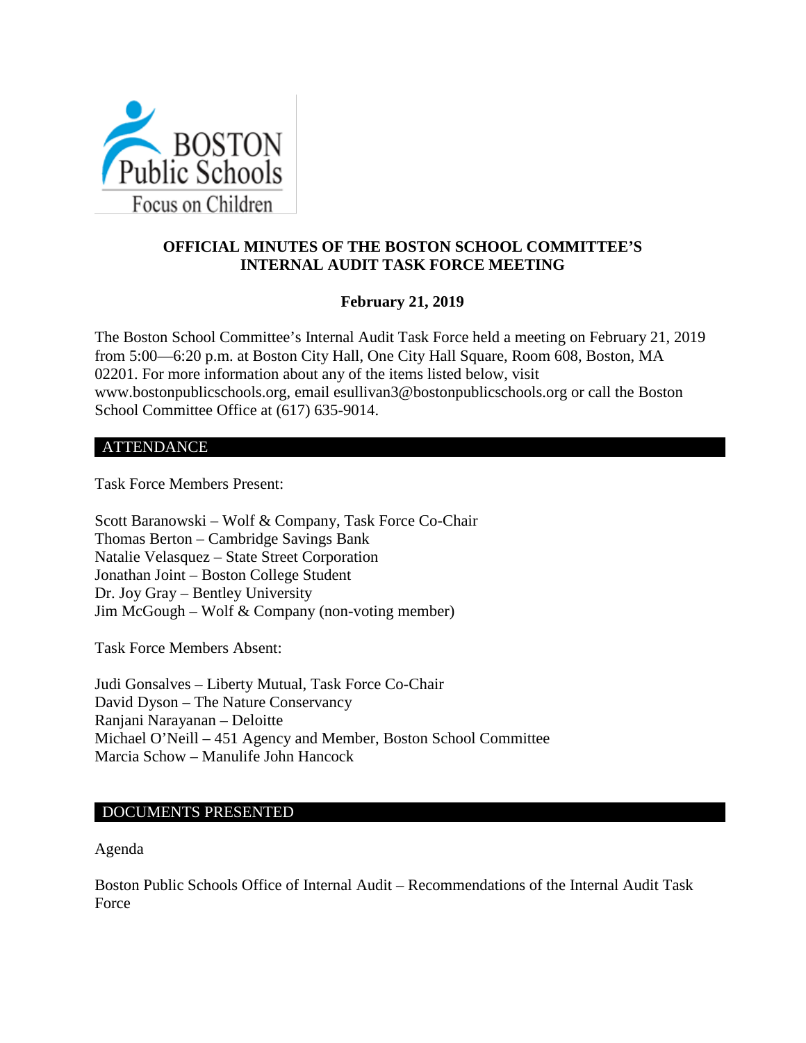**OFFICIAL MINUTES OF THE BOSTON SCHOOL COMMITTEE'S INTERNAL AUDIT TASK FORCE MEETING**

**February 21, 2019**

The Boston School Committee's Internal Audit Task Force held a meeting on February 21, 2019 from 5:00—6:20 p.m. at Boston City Hall, One City Hall Square, Room 608, Boston, MA 02201. For more information about any of the items listed below, visit www.bostonpublicschools.org, email esullivan3@bostonpublicschools.org or call the Boston School Committee Office at (617) 635-9014.

## ATTENDANCE

Task Force Members Present:

Scott Baranowski – Wolf & Company, Task Force Co-Chair
Thomas Berton – Cambridge Savings Bank
Natalie Velasquez – State Street Corporation
Jonathan Joint – Boston College Student
Dr. Joy Gray – Bentley University
Jim McGough – Wolf & Company (non-voting member)

Task Force Members Absent:

Judi Gonsalves – Liberty Mutual, Task Force Co-Chair
David Dyson – The Nature Conservancy
Ranjani Narayanan – Deloitte
Michael O'Neill – 451 Agency and Member, Boston School Committee
Marcia Schow – Manulife John Hancock

## DOCUMENTS PRESENTED

Agenda

Boston Public Schools Office of Internal Audit – Recommendations of the Internal Audit Task Force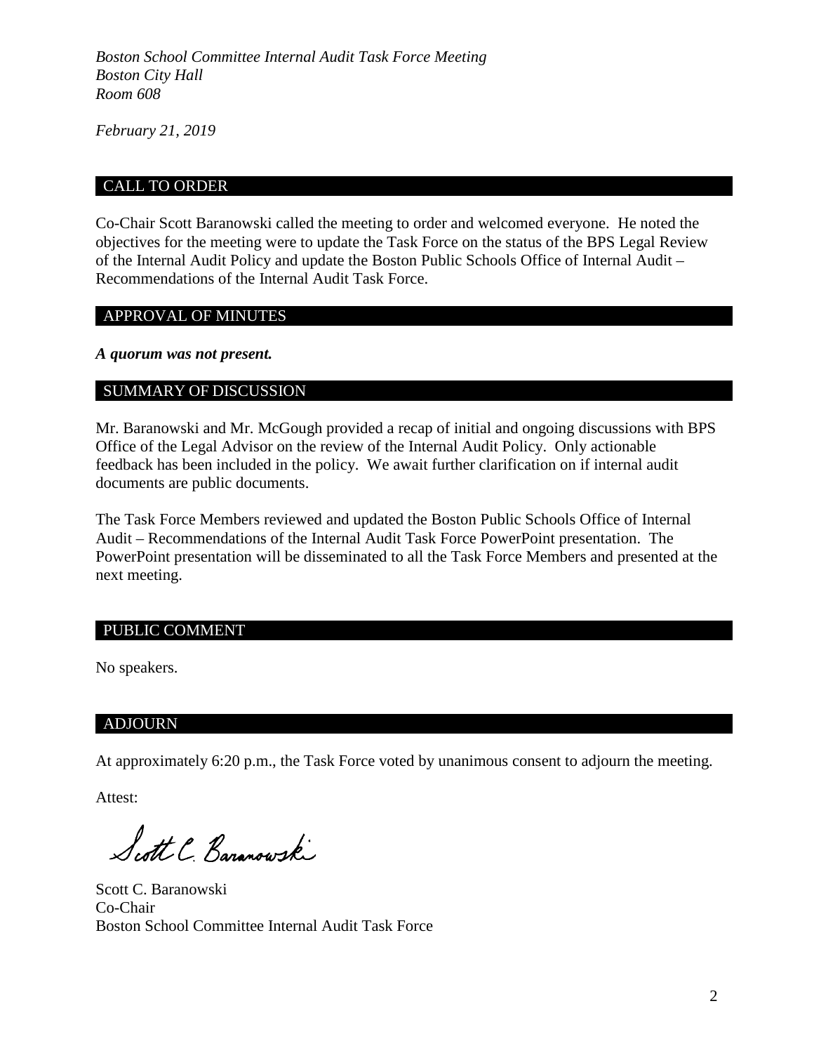*Boston School Committee Internal Audit Task Force Meeting*
*Boston City Hall*
*Room 608*

*February 21, 2019*

## CALL TO ORDER

Co-Chair Scott Baranowski called the meeting to order and welcomed everyone. He noted the objectives for the meeting were to update the Task Force on the status of the BPS Legal Review of the Internal Audit Policy and update the Boston Public Schools Office of Internal Audit – Recommendations of the Internal Audit Task Force.

## APPROVAL OF MINUTES

***A quorum was not present.***

## SUMMARY OF DISCUSSION

Mr. Baranowski and Mr. McGough provided a recap of initial and ongoing discussions with BPS Office of the Legal Advisor on the review of the Internal Audit Policy. Only actionable feedback has been included in the policy. We await further clarification on if internal audit documents are public documents.

The Task Force Members reviewed and updated the Boston Public Schools Office of Internal Audit – Recommendations of the Internal Audit Task Force PowerPoint presentation. The PowerPoint presentation will be disseminated to all the Task Force Members and presented at the next meeting.

## PUBLIC COMMENT

No speakers.

## ADJOURN

At approximately 6:20 p.m., the Task Force voted by unanimous consent to adjourn the meeting.

Attest:

Scott C. Baranowski

Scott C. Baranowski
Co-Chair
Boston School Committee Internal Audit Task Force